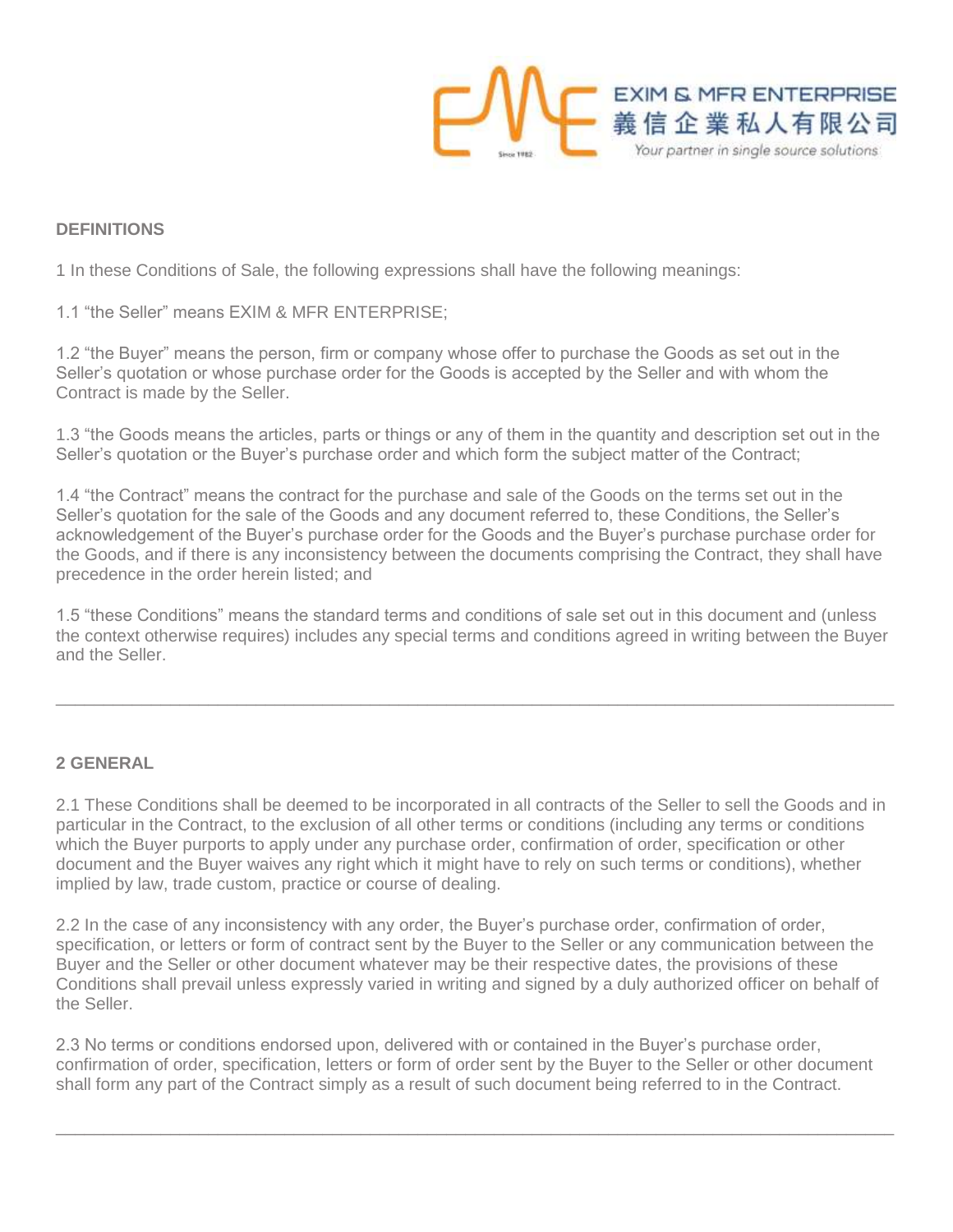EXIM & MFR ENTERPRISE
義信企業私人有限公司
Your partner in single source solutions

## DEFINITIONS

1 In these Conditions of Sale, the following expressions shall have the following meanings:

1.1 “the Seller” means EXIM & MFR ENTERPRISE;

1.2 “the Buyer” means the person, firm or company whose offer to purchase the Goods as set out in the Seller’s quotation or whose purchase order for the Goods is accepted by the Seller and with whom the Contract is made by the Seller.

1.3 “the Goods means the articles, parts or things or any of them in the quantity and description set out in the Seller’s quotation or the Buyer’s purchase order and which form the subject matter of the Contract;

1.4 “the Contract” means the contract for the purchase and sale of the Goods on the terms set out in the Seller’s quotation for the sale of the Goods and any document referred to, these Conditions, the Seller’s acknowledgement of the Buyer’s purchase order for the Goods and the Buyer’s purchase purchase order for the Goods, and if there is any inconsistency between the documents comprising the Contract, they shall have precedence in the order herein listed; and

1.5 “these Conditions” means the standard terms and conditions of sale set out in this document and (unless the context otherwise requires) includes any special terms and conditions agreed in writing between the Buyer and the Seller.

---

## 2 GENERAL

2.1 These Conditions shall be deemed to be incorporated in all contracts of the Seller to sell the Goods and in particular in the Contract, to the exclusion of all other terms or conditions (including any terms or conditions which the Buyer purports to apply under any purchase order, confirmation of order, specification or other document and the Buyer waives any right which it might have to rely on such terms or conditions), whether implied by law, trade custom, practice or course of dealing.

2.2 In the case of any inconsistency with any order, the Buyer’s purchase order, confirmation of order, specification, or letters or form of contract sent by the Buyer to the Seller or any communication between the Buyer and the Seller or other document whatever may be their respective dates, the provisions of these Conditions shall prevail unless expressly varied in writing and signed by a duly authorized officer on behalf of the Seller.

2.3 No terms or conditions endorsed upon, delivered with or contained in the Buyer’s purchase order, confirmation of order, specification, letters or form of order sent by the Buyer to the Seller or other document shall form any part of the Contract simply as a result of such document being referred to in the Contract.

---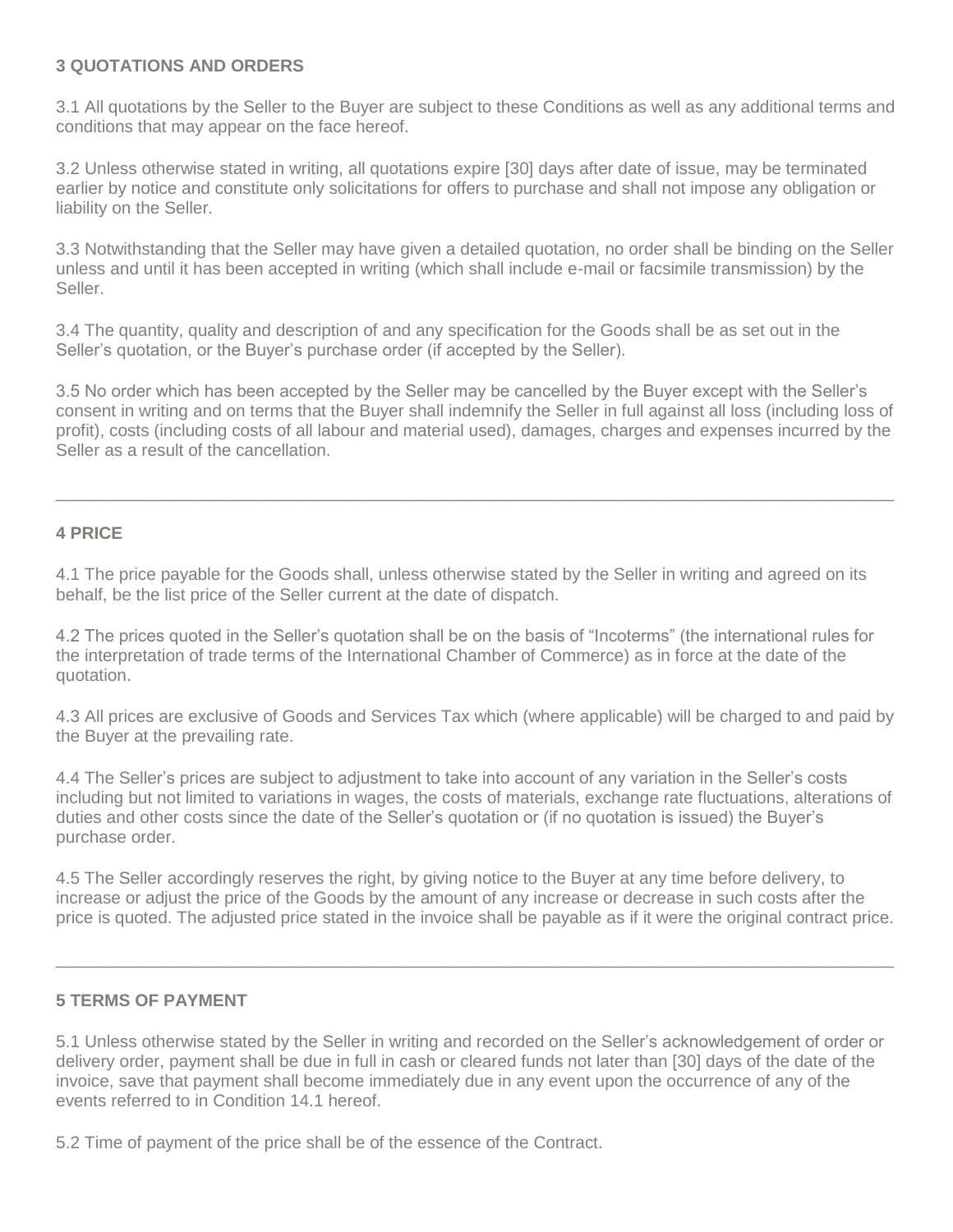### 3 QUOTATIONS AND ORDERS

3.1 All quotations by the Seller to the Buyer are subject to these Conditions as well as any additional terms and conditions that may appear on the face hereof.

3.2 Unless otherwise stated in writing, all quotations expire [30] days after date of issue, may be terminated earlier by notice and constitute only solicitations for offers to purchase and shall not impose any obligation or liability on the Seller.

3.3 Notwithstanding that the Seller may have given a detailed quotation, no order shall be binding on the Seller unless and until it has been accepted in writing (which shall include e-mail or facsimile transmission) by the Seller.

3.4 The quantity, quality and description of and any specification for the Goods shall be as set out in the Seller's quotation, or the Buyer's purchase order (if accepted by the Seller).

3.5 No order which has been accepted by the Seller may be cancelled by the Buyer except with the Seller's consent in writing and on terms that the Buyer shall indemnify the Seller in full against all loss (including loss of profit), costs (including costs of all labour and material used), damages, charges and expenses incurred by the Seller as a result of the cancellation.

---

### 4 PRICE

4.1 The price payable for the Goods shall, unless otherwise stated by the Seller in writing and agreed on its behalf, be the list price of the Seller current at the date of dispatch.

4.2 The prices quoted in the Seller's quotation shall be on the basis of "Incoterms" (the international rules for the interpretation of trade terms of the International Chamber of Commerce) as in force at the date of the quotation.

4.3 All prices are exclusive of Goods and Services Tax which (where applicable) will be charged to and paid by the Buyer at the prevailing rate.

4.4 The Seller's prices are subject to adjustment to take into account of any variation in the Seller's costs including but not limited to variations in wages, the costs of materials, exchange rate fluctuations, alterations of duties and other costs since the date of the Seller's quotation or (if no quotation is issued) the Buyer's purchase order.

4.5 The Seller accordingly reserves the right, by giving notice to the Buyer at any time before delivery, to increase or adjust the price of the Goods by the amount of any increase or decrease in such costs after the price is quoted. The adjusted price stated in the invoice shall be payable as if it were the original contract price.

---

### 5 TERMS OF PAYMENT

5.1 Unless otherwise stated by the Seller in writing and recorded on the Seller's acknowledgement of order or delivery order, payment shall be due in full in cash or cleared funds not later than [30] days of the date of the invoice, save that payment shall become immediately due in any event upon the occurrence of any of the events referred to in Condition 14.1 hereof.

5.2 Time of payment of the price shall be of the essence of the Contract.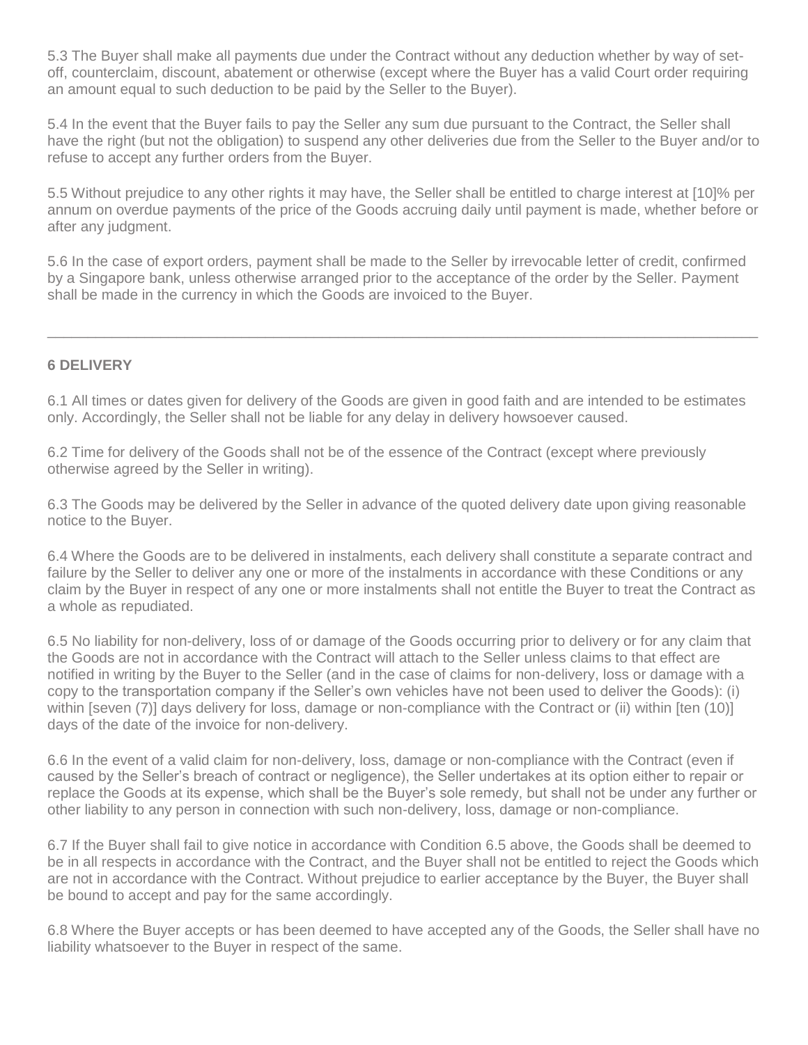5.3 The Buyer shall make all payments due under the Contract without any deduction whether by way of set-off, counterclaim, discount, abatement or otherwise (except where the Buyer has a valid Court order requiring an amount equal to such deduction to be paid by the Seller to the Buyer).

5.4 In the event that the Buyer fails to pay the Seller any sum due pursuant to the Contract, the Seller shall have the right (but not the obligation) to suspend any other deliveries due from the Seller to the Buyer and/or to refuse to accept any further orders from the Buyer.

5.5 Without prejudice to any other rights it may have, the Seller shall be entitled to charge interest at [10]% per annum on overdue payments of the price of the Goods accruing daily until payment is made, whether before or after any judgment.

5.6 In the case of export orders, payment shall be made to the Seller by irrevocable letter of credit, confirmed by a Singapore bank, unless otherwise arranged prior to the acceptance of the order by the Seller. Payment shall be made in the currency in which the Goods are invoiced to the Buyer.

---

### 6 DELIVERY

6.1 All times or dates given for delivery of the Goods are given in good faith and are intended to be estimates only. Accordingly, the Seller shall not be liable for any delay in delivery howsoever caused.

6.2 Time for delivery of the Goods shall not be of the essence of the Contract (except where previously otherwise agreed by the Seller in writing).

6.3 The Goods may be delivered by the Seller in advance of the quoted delivery date upon giving reasonable notice to the Buyer.

6.4 Where the Goods are to be delivered in instalments, each delivery shall constitute a separate contract and failure by the Seller to deliver any one or more of the instalments in accordance with these Conditions or any claim by the Buyer in respect of any one or more instalments shall not entitle the Buyer to treat the Contract as a whole as repudiated.

6.5 No liability for non-delivery, loss of or damage of the Goods occurring prior to delivery or for any claim that the Goods are not in accordance with the Contract will attach to the Seller unless claims to that effect are notified in writing by the Buyer to the Seller (and in the case of claims for non-delivery, loss or damage with a copy to the transportation company if the Seller's own vehicles have not been used to deliver the Goods): (i) within [seven (7)] days delivery for loss, damage or non-compliance with the Contract or (ii) within [ten (10)] days of the date of the invoice for non-delivery.

6.6 In the event of a valid claim for non-delivery, loss, damage or non-compliance with the Contract (even if caused by the Seller's breach of contract or negligence), the Seller undertakes at its option either to repair or replace the Goods at its expense, which shall be the Buyer's sole remedy, but shall not be under any further or other liability to any person in connection with such non-delivery, loss, damage or non-compliance.

6.7 If the Buyer shall fail to give notice in accordance with Condition 6.5 above, the Goods shall be deemed to be in all respects in accordance with the Contract, and the Buyer shall not be entitled to reject the Goods which are not in accordance with the Contract. Without prejudice to earlier acceptance by the Buyer, the Buyer shall be bound to accept and pay for the same accordingly.

6.8 Where the Buyer accepts or has been deemed to have accepted any of the Goods, the Seller shall have no liability whatsoever to the Buyer in respect of the same.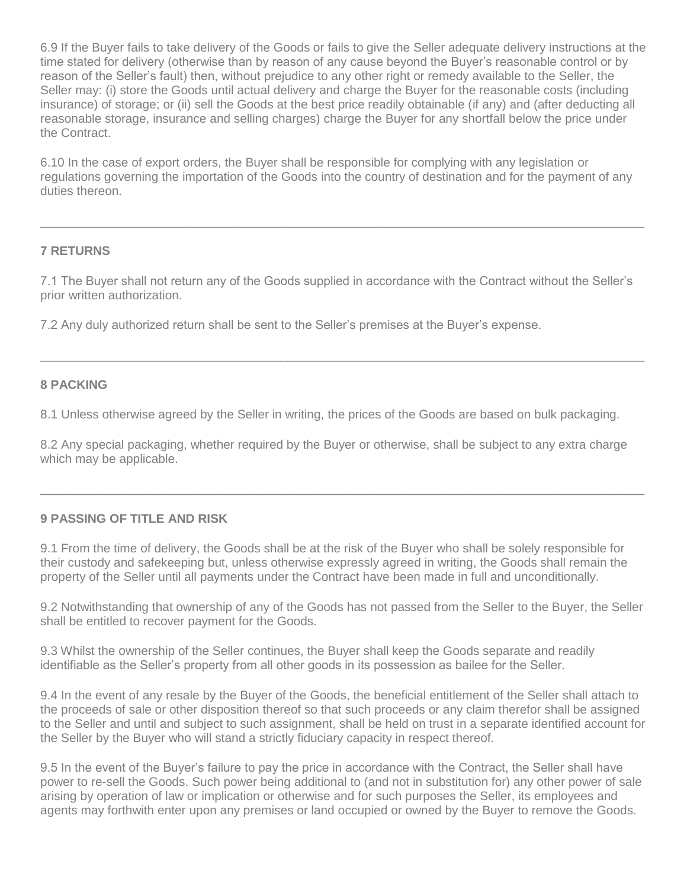6.9 If the Buyer fails to take delivery of the Goods or fails to give the Seller adequate delivery instructions at the time stated for delivery (otherwise than by reason of any cause beyond the Buyer's reasonable control or by reason of the Seller's fault) then, without prejudice to any other right or remedy available to the Seller, the Seller may: (i) store the Goods until actual delivery and charge the Buyer for the reasonable costs (including insurance) of storage; or (ii) sell the Goods at the best price readily obtainable (if any) and (after deducting all reasonable storage, insurance and selling charges) charge the Buyer for any shortfall below the price under the Contract.

6.10 In the case of export orders, the Buyer shall be responsible for complying with any legislation or regulations governing the importation of the Goods into the country of destination and for the payment of any duties thereon.

---

### 7 RETURNS

7.1 The Buyer shall not return any of the Goods supplied in accordance with the Contract without the Seller's prior written authorization.

7.2 Any duly authorized return shall be sent to the Seller's premises at the Buyer's expense.

---

### 8 PACKING

8.1 Unless otherwise agreed by the Seller in writing, the prices of the Goods are based on bulk packaging.

8.2 Any special packaging, whether required by the Buyer or otherwise, shall be subject to any extra charge which may be applicable.

---

### 9 PASSING OF TITLE AND RISK

9.1 From the time of delivery, the Goods shall be at the risk of the Buyer who shall be solely responsible for their custody and safekeeping but, unless otherwise expressly agreed in writing, the Goods shall remain the property of the Seller until all payments under the Contract have been made in full and unconditionally.

9.2 Notwithstanding that ownership of any of the Goods has not passed from the Seller to the Buyer, the Seller shall be entitled to recover payment for the Goods.

9.3 Whilst the ownership of the Seller continues, the Buyer shall keep the Goods separate and readily identifiable as the Seller's property from all other goods in its possession as bailee for the Seller.

9.4 In the event of any resale by the Buyer of the Goods, the beneficial entitlement of the Seller shall attach to the proceeds of sale or other disposition thereof so that such proceeds or any claim therefor shall be assigned to the Seller and until and subject to such assignment, shall be held on trust in a separate identified account for the Seller by the Buyer who will stand a strictly fiduciary capacity in respect thereof.

9.5 In the event of the Buyer's failure to pay the price in accordance with the Contract, the Seller shall have power to re-sell the Goods. Such power being additional to (and not in substitution for) any other power of sale arising by operation of law or implication or otherwise and for such purposes the Seller, its employees and agents may forthwith enter upon any premises or land occupied or owned by the Buyer to remove the Goods.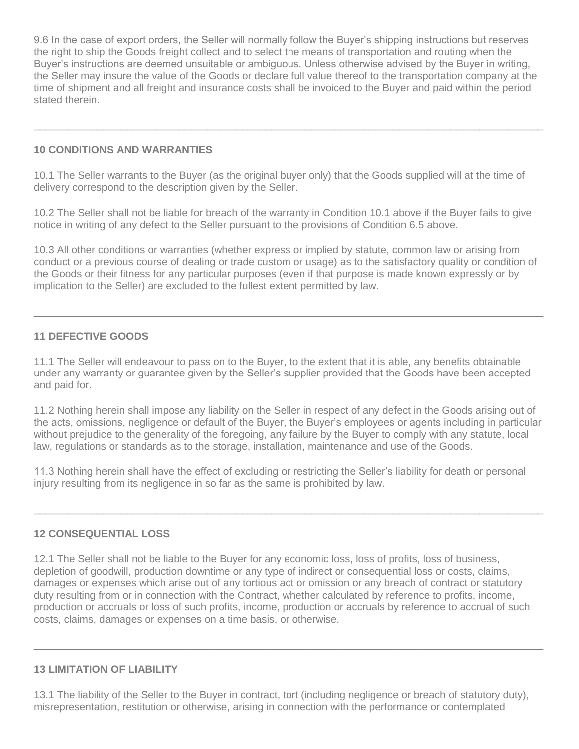9.6 In the case of export orders, the Seller will normally follow the Buyer's shipping instructions but reserves the right to ship the Goods freight collect and to select the means of transportation and routing when the Buyer's instructions are deemed unsuitable or ambiguous. Unless otherwise advised by the Buyer in writing, the Seller may insure the value of the Goods or declare full value thereof to the transportation company at the time of shipment and all freight and insurance costs shall be invoiced to the Buyer and paid within the period stated therein.

---

## 10 CONDITIONS AND WARRANTIES

10.1 The Seller warrants to the Buyer (as the original buyer only) that the Goods supplied will at the time of delivery correspond to the description given by the Seller.

10.2 The Seller shall not be liable for breach of the warranty in Condition 10.1 above if the Buyer fails to give notice in writing of any defect to the Seller pursuant to the provisions of Condition 6.5 above.

10.3 All other conditions or warranties (whether express or implied by statute, common law or arising from conduct or a previous course of dealing or trade custom or usage) as to the satisfactory quality or condition of the Goods or their fitness for any particular purposes (even if that purpose is made known expressly or by implication to the Seller) are excluded to the fullest extent permitted by law.

---

## 11 DEFECTIVE GOODS

11.1 The Seller will endeavour to pass on to the Buyer, to the extent that it is able, any benefits obtainable under any warranty or guarantee given by the Seller's supplier provided that the Goods have been accepted and paid for.

11.2 Nothing herein shall impose any liability on the Seller in respect of any defect in the Goods arising out of the acts, omissions, negligence or default of the Buyer, the Buyer's employees or agents including in particular without prejudice to the generality of the foregoing, any failure by the Buyer to comply with any statute, local law, regulations or standards as to the storage, installation, maintenance and use of the Goods.

11.3 Nothing herein shall have the effect of excluding or restricting the Seller's liability for death or personal injury resulting from its negligence in so far as the same is prohibited by law.

---

## 12 CONSEQUENTIAL LOSS

12.1 The Seller shall not be liable to the Buyer for any economic loss, loss of profits, loss of business, depletion of goodwill, production downtime or any type of indirect or consequential loss or costs, claims, damages or expenses which arise out of any tortious act or omission or any breach of contract or statutory duty resulting from or in connection with the Contract, whether calculated by reference to profits, income, production or accruals or loss of such profits, income, production or accruals by reference to accrual of such costs, claims, damages or expenses on a time basis, or otherwise.

---

## 13 LIMITATION OF LIABILITY

13.1 The liability of the Seller to the Buyer in contract, tort (including negligence or breach of statutory duty), misrepresentation, restitution or otherwise, arising in connection with the performance or contemplated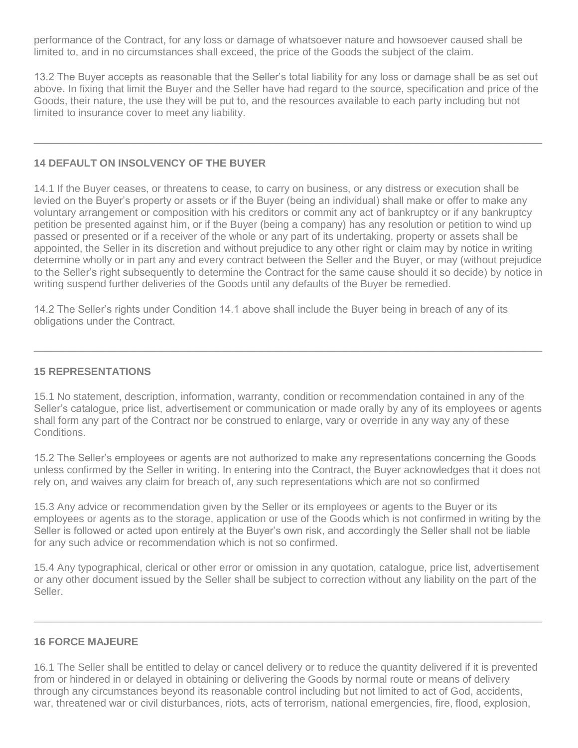performance of the Contract, for any loss or damage of whatsoever nature and howsoever caused shall be limited to, and in no circumstances shall exceed, the price of the Goods the subject of the claim.

13.2 The Buyer accepts as reasonable that the Seller's total liability for any loss or damage shall be as set out above. In fixing that limit the Buyer and the Seller have had regard to the source, specification and price of the Goods, their nature, the use they will be put to, and the resources available to each party including but not limited to insurance cover to meet any liability.

---

**14 DEFAULT ON INSOLVENCY OF THE BUYER**

14.1 If the Buyer ceases, or threatens to cease, to carry on business, or any distress or execution shall be levied on the Buyer's property or assets or if the Buyer (being an individual) shall make or offer to make any voluntary arrangement or composition with his creditors or commit any act of bankruptcy or if any bankruptcy petition be presented against him, or if the Buyer (being a company) has any resolution or petition to wind up passed or presented or if a receiver of the whole or any part of its undertaking, property or assets shall be appointed, the Seller in its discretion and without prejudice to any other right or claim may by notice in writing determine wholly or in part any and every contract between the Seller and the Buyer, or may (without prejudice to the Seller's right subsequently to determine the Contract for the same cause should it so decide) by notice in writing suspend further deliveries of the Goods until any defaults of the Buyer be remedied.

14.2 The Seller's rights under Condition 14.1 above shall include the Buyer being in breach of any of its obligations under the Contract.

---

**15 REPRESENTATIONS**

15.1 No statement, description, information, warranty, condition or recommendation contained in any of the Seller's catalogue, price list, advertisement or communication or made orally by any of its employees or agents shall form any part of the Contract nor be construed to enlarge, vary or override in any way any of these Conditions.

15.2 The Seller's employees or agents are not authorized to make any representations concerning the Goods unless confirmed by the Seller in writing. In entering into the Contract, the Buyer acknowledges that it does not rely on, and waives any claim for breach of, any such representations which are not so confirmed

15.3 Any advice or recommendation given by the Seller or its employees or agents to the Buyer or its employees or agents as to the storage, application or use of the Goods which is not confirmed in writing by the Seller is followed or acted upon entirely at the Buyer's own risk, and accordingly the Seller shall not be liable for any such advice or recommendation which is not so confirmed.

15.4 Any typographical, clerical or other error or omission in any quotation, catalogue, price list, advertisement or any other document issued by the Seller shall be subject to correction without any liability on the part of the Seller.

---

**16 FORCE MAJEURE**

16.1 The Seller shall be entitled to delay or cancel delivery or to reduce the quantity delivered if it is prevented from or hindered in or delayed in obtaining or delivering the Goods by normal route or means of delivery through any circumstances beyond its reasonable control including but not limited to act of God, accidents, war, threatened war or civil disturbances, riots, acts of terrorism, national emergencies, fire, flood, explosion,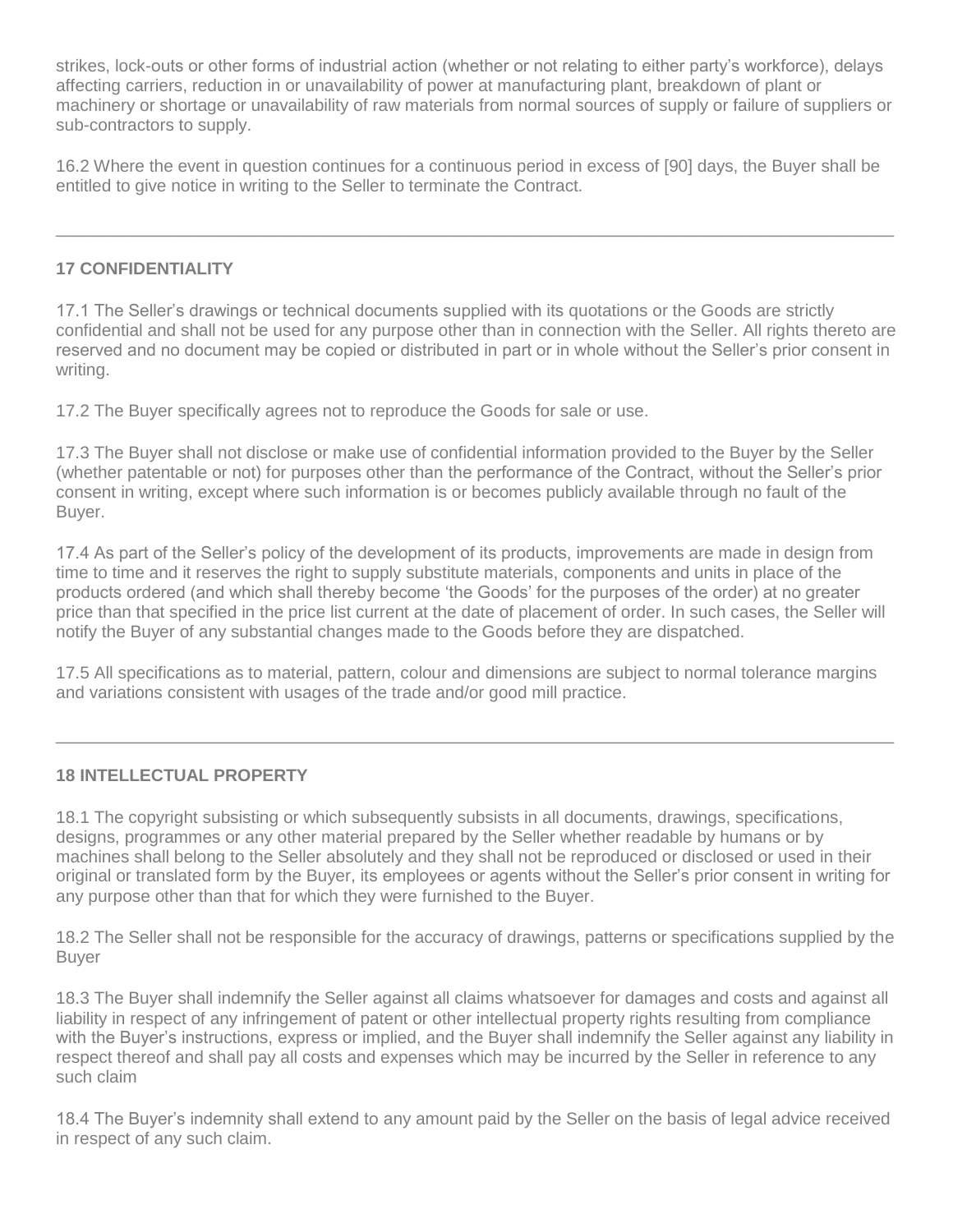strikes, lock-outs or other forms of industrial action (whether or not relating to either party's workforce), delays affecting carriers, reduction in or unavailability of power at manufacturing plant, breakdown of plant or machinery or shortage or unavailability of raw materials from normal sources of supply or failure of suppliers or sub-contractors to supply.

16.2 Where the event in question continues for a continuous period in excess of [90] days, the Buyer shall be entitled to give notice in writing to the Seller to terminate the Contract.

---

## 17 CONFIDENTIALITY

17.1 The Seller's drawings or technical documents supplied with its quotations or the Goods are strictly confidential and shall not be used for any purpose other than in connection with the Seller. All rights thereto are reserved and no document may be copied or distributed in part or in whole without the Seller's prior consent in writing.

17.2 The Buyer specifically agrees not to reproduce the Goods for sale or use.

17.3 The Buyer shall not disclose or make use of confidential information provided to the Buyer by the Seller (whether patentable or not) for purposes other than the performance of the Contract, without the Seller's prior consent in writing, except where such information is or becomes publicly available through no fault of the Buyer.

17.4 As part of the Seller's policy of the development of its products, improvements are made in design from time to time and it reserves the right to supply substitute materials, components and units in place of the products ordered (and which shall thereby become 'the Goods' for the purposes of the order) at no greater price than that specified in the price list current at the date of placement of order. In such cases, the Seller will notify the Buyer of any substantial changes made to the Goods before they are dispatched.

17.5 All specifications as to material, pattern, colour and dimensions are subject to normal tolerance margins and variations consistent with usages of the trade and/or good mill practice.

---

## 18 INTELLECTUAL PROPERTY

18.1 The copyright subsisting or which subsequently subsists in all documents, drawings, specifications, designs, programmes or any other material prepared by the Seller whether readable by humans or by machines shall belong to the Seller absolutely and they shall not be reproduced or disclosed or used in their original or translated form by the Buyer, its employees or agents without the Seller's prior consent in writing for any purpose other than that for which they were furnished to the Buyer.

18.2 The Seller shall not be responsible for the accuracy of drawings, patterns or specifications supplied by the Buyer

18.3 The Buyer shall indemnify the Seller against all claims whatsoever for damages and costs and against all liability in respect of any infringement of patent or other intellectual property rights resulting from compliance with the Buyer's instructions, express or implied, and the Buyer shall indemnify the Seller against any liability in respect thereof and shall pay all costs and expenses which may be incurred by the Seller in reference to any such claim

18.4 The Buyer's indemnity shall extend to any amount paid by the Seller on the basis of legal advice received in respect of any such claim.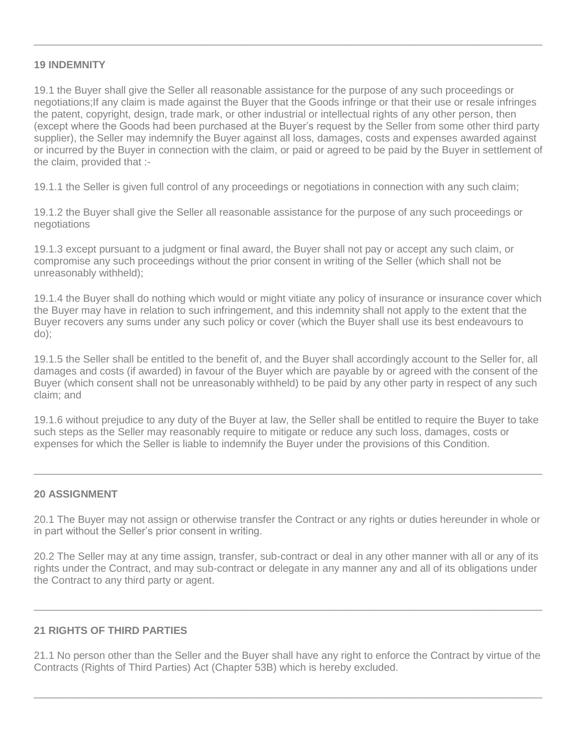## 19 INDEMNITY

19.1 the Buyer shall give the Seller all reasonable assistance for the purpose of any such proceedings or negotiations;If any claim is made against the Buyer that the Goods infringe or that their use or resale infringes the patent, copyright, design, trade mark, or other industrial or intellectual rights of any other person, then (except where the Goods had been purchased at the Buyer's request by the Seller from some other third party supplier), the Seller may indemnify the Buyer against all loss, damages, costs and expenses awarded against or incurred by the Buyer in connection with the claim, or paid or agreed to be paid by the Buyer in settlement of the claim, provided that :-

19.1.1 the Seller is given full control of any proceedings or negotiations in connection with any such claim;

19.1.2 the Buyer shall give the Seller all reasonable assistance for the purpose of any such proceedings or negotiations

19.1.3 except pursuant to a judgment or final award, the Buyer shall not pay or accept any such claim, or compromise any such proceedings without the prior consent in writing of the Seller (which shall not be unreasonably withheld);

19.1.4 the Buyer shall do nothing which would or might vitiate any policy of insurance or insurance cover which the Buyer may have in relation to such infringement, and this indemnity shall not apply to the extent that the Buyer recovers any sums under any such policy or cover (which the Buyer shall use its best endeavours to do);

19.1.5 the Seller shall be entitled to the benefit of, and the Buyer shall accordingly account to the Seller for, all damages and costs (if awarded) in favour of the Buyer which are payable by or agreed with the consent of the Buyer (which consent shall not be unreasonably withheld) to be paid by any other party in respect of any such claim; and

19.1.6 without prejudice to any duty of the Buyer at law, the Seller shall be entitled to require the Buyer to take such steps as the Seller may reasonably require to mitigate or reduce any such loss, damages, costs or expenses for which the Seller is liable to indemnify the Buyer under the provisions of this Condition.

---

## 20 ASSIGNMENT

20.1 The Buyer may not assign or otherwise transfer the Contract or any rights or duties hereunder in whole or in part without the Seller's prior consent in writing.

20.2 The Seller may at any time assign, transfer, sub-contract or deal in any other manner with all or any of its rights under the Contract, and may sub-contract or delegate in any manner any and all of its obligations under the Contract to any third party or agent.

---

## 21 RIGHTS OF THIRD PARTIES

21.1 No person other than the Seller and the Buyer shall have any right to enforce the Contract by virtue of the Contracts (Rights of Third Parties) Act (Chapter 53B) which is hereby excluded.

---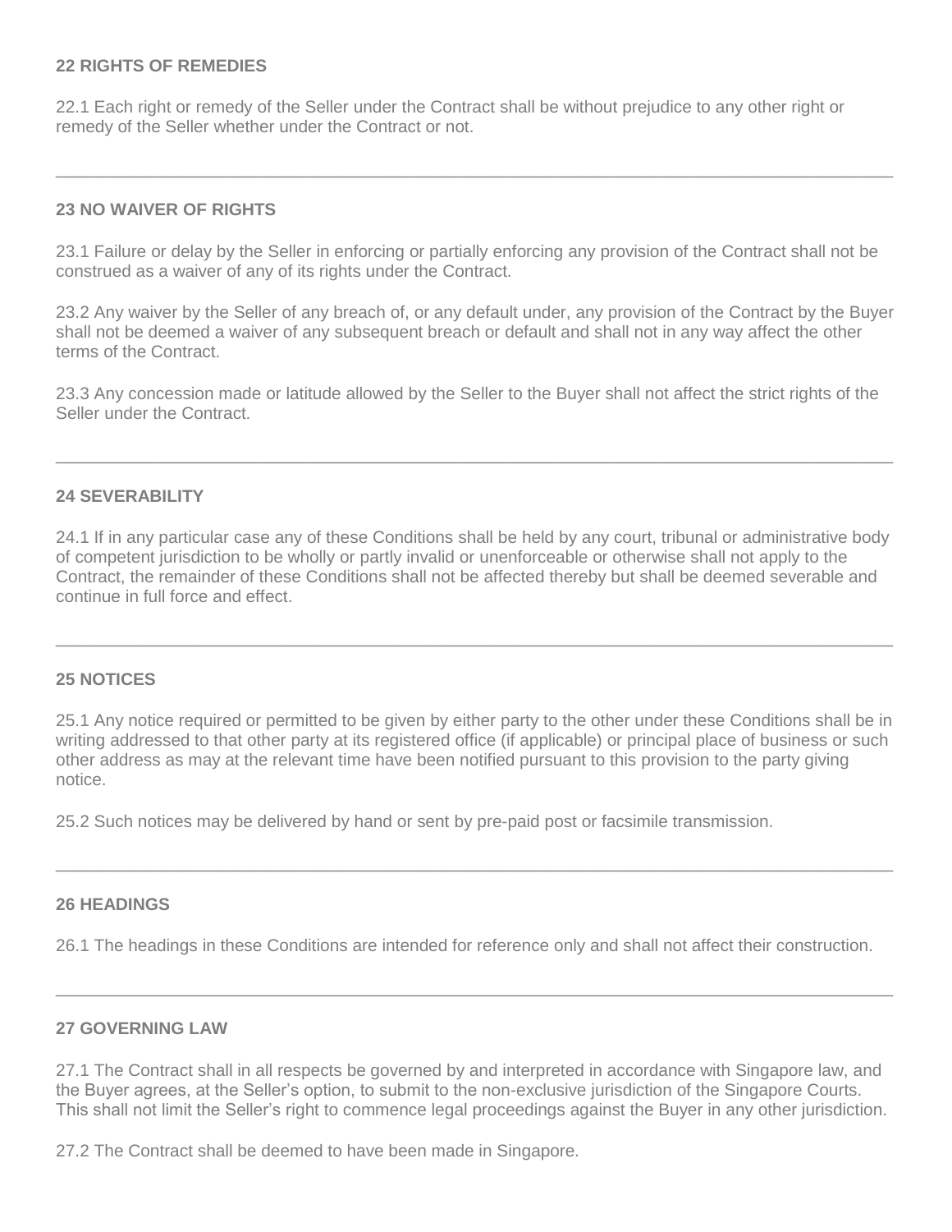### 22 RIGHTS OF REMEDIES

22.1 Each right or remedy of the Seller under the Contract shall be without prejudice to any other right or remedy of the Seller whether under the Contract or not.

---

### 23 NO WAIVER OF RIGHTS

23.1 Failure or delay by the Seller in enforcing or partially enforcing any provision of the Contract shall not be construed as a waiver of any of its rights under the Contract.

23.2 Any waiver by the Seller of any breach of, or any default under, any provision of the Contract by the Buyer shall not be deemed a waiver of any subsequent breach or default and shall not in any way affect the other terms of the Contract.

23.3 Any concession made or latitude allowed by the Seller to the Buyer shall not affect the strict rights of the Seller under the Contract.

---

### 24 SEVERABILITY

24.1 If in any particular case any of these Conditions shall be held by any court, tribunal or administrative body of competent jurisdiction to be wholly or partly invalid or unenforceable or otherwise shall not apply to the Contract, the remainder of these Conditions shall not be affected thereby but shall be deemed severable and continue in full force and effect.

---

### 25 NOTICES

25.1 Any notice required or permitted to be given by either party to the other under these Conditions shall be in writing addressed to that other party at its registered office (if applicable) or principal place of business or such other address as may at the relevant time have been notified pursuant to this provision to the party giving notice.

25.2 Such notices may be delivered by hand or sent by pre-paid post or facsimile transmission.

---

### 26 HEADINGS

26.1 The headings in these Conditions are intended for reference only and shall not affect their construction.

---

### 27 GOVERNING LAW

27.1 The Contract shall in all respects be governed by and interpreted in accordance with Singapore law, and the Buyer agrees, at the Seller's option, to submit to the non-exclusive jurisdiction of the Singapore Courts. This shall not limit the Seller's right to commence legal proceedings against the Buyer in any other jurisdiction.

27.2 The Contract shall be deemed to have been made in Singapore.